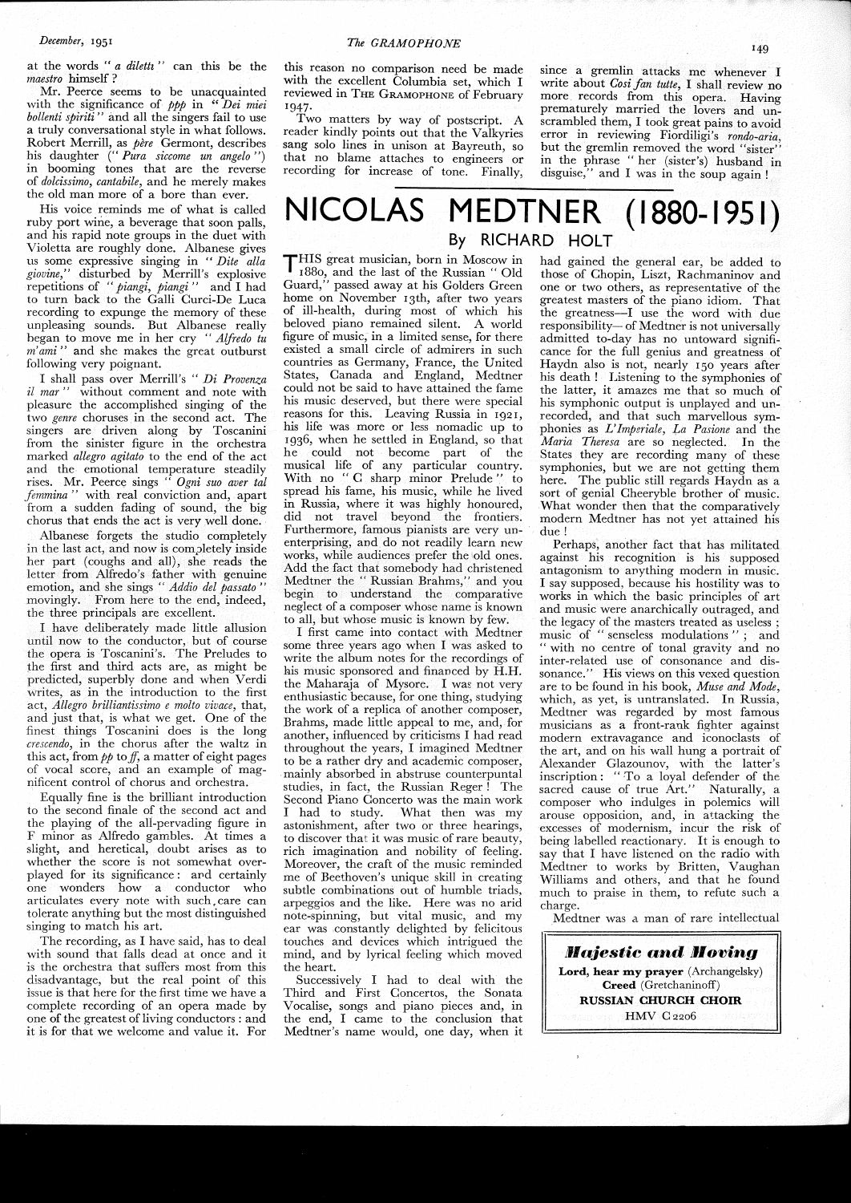at the words "*a diletti*" can this be the *maestro* himself?

Mr. Peerce seems to be unacquainted with the significance of *ppp* in "*Dei miei bollenti spiriti*" and all the singers fail to use a truly conversational style in what follows. Robert Merrill, as *père* Germont, describes his daughter ("*Pura siccome un angelo*") in booming tones that are the reverse of *dolcissimo*, *cantabile*, and he merely makes the old man more of a bore than ever.

His voice reminds me of what is called ruby port wine, a beverage that soon palls, and his rapid note groups in the duet with Violetta are roughly done. Albanese gives us some expressive singing in "*Dite alla giovine*," disturbed by Merrill's explosive repetitions of "*piangi, piangi*" and I had to turn back to the Galli Curci-De Luca recording to expunge the memory of these unpleasing sounds. But Albanese really began to move me in her cry "*Alfredo tu m'ami*" and she makes the great outburst following very poignant.

I shall pass over Merrill's "*Di Provenza il mar*" without comment and note with pleasure the accomplished singing of the two *genre* choruses in the second act. The singers are driven along by Toscanini from the sinister figure in the orchestra marked *allegro agitato* to the end of the act and the emotional temperature steadily rises. Mr. Peerce sings "*Ogni suo aver tal femmina*" with real conviction and, apart from a sudden fading of sound, the big chorus that ends the act is very well done.

Albanese forgets the studio completely in the last act, and now is completely inside her part (coughs and all), she reads the letter from Alfredo's father with genuine emotion, and she sings "*Addio del passato*" movingly. From here to the end, indeed, the three principals are excellent.

I have deliberately made little allusion until now to the conductor, but of course the opera is Toscanini's. The Preludes to the first and third acts are, as might be predicted, superbly done and when Verdi writes, as in the introduction to the first act, *Allegro brilliantissimo e molto vivace*, that, and just that, is what we get. One of the finest things Toscanini does is the long *crescendo*, in the chorus after the waltz in this act, from *pp* to *ff*, a matter of eight pages of vocal score, and an example of magnificent control of chorus and orchestra.

Equally fine is the brilliant introduction to the second finale of the second act and the playing of the all-pervading figure in F minor as Alfredo gambles. At times a slight, and heretical, doubt arises as to whether the score is not somewhat overplayed for its significance: and certainly one wonders how a conductor who articulates every note with such care can tolerate anything but the most distinguished singing to match his art.

The recording, as I have said, has to deal with sound that falls dead at once and it is the orchestra that suffers most from this disadvantage, but the real point of this issue is that here for the first time we have a complete recording of an opera made by one of the greatest of living conductors: and it is for that we welcome and value it. For this reason no comparison need be made with the excellent Columbia set, which I reviewed in THE GRAMOPHONE of February 1947.

Two matters by way of postscript. A reader kindly points out that the Valkyries sang solo lines in unison at Bayreuth, so that no blame attaches to engineers or recording for increase of tone. Finally, since a gremlin attacks me whenever I write about *Cosi fan tutte*, I shall review no more records from this opera. Having prematurely married the lovers and unscrambled them, I took great pains to avoid error in reviewing Fiordiligi's *rondo-aria*, but the gremlin removed the word "sister" in the phrase "her (sister's) husband in disguise," and I was in the soup again!

# NICOLAS MEDTNER (1880-1951)

## By RICHARD HOLT

THIS great musician, born in Moscow in 1880, and the last of the Russian "Old Guard," passed away at his Golders Green home on November 13th, after two years of ill-health, during most of which his beloved piano remained silent. A world figure of music, in a limited sense, for there existed a small circle of admirers in such countries as Germany, France, the United States, Canada and England, Medtner could not be said to have attained the fame his music deserved, but there were special reasons for this. Leaving Russia in 1921, his life was more or less nomadic up to 1936, when he settled in England, so that he could not become part of the musical life of any particular country. With no "C sharp minor Prelude" to spread his fame, his music, while he lived in Russia, where it was highly honoured, did not travel beyond the frontiers. Furthermore, famous pianists are very unenterprising, and do not readily learn new works, while audiences prefer the old ones. Add the fact that somebody had christened Medtner the "Russian Brahms," and you begin to understand the comparative neglect of a composer whose name is known to all, but whose music is known by few.

I first came into contact with Medtner some three years ago when I was asked to write the album notes for the recordings of his music sponsored and financed by H.H. the Maharaja of Mysore. I was not very enthusiastic because, for one thing, studying the work of a replica of another composer, Brahms, made little appeal to me, and, for another, influenced by criticisms I had read throughout the years, I imagined Medtner to be a rather dry and academic composer, mainly absorbed in abstruse counterpuntal studies, in fact, the Russian Reger! The Second Piano Concerto was the main work I had to study. What then was my astonishment, after two or three hearings, to discover that it was music of rare beauty, rich imagination and nobility of feeling. Moreover, the craft of the music reminded me of Beethoven's unique skill in creating subtle combinations out of humble triads, arpeggios and the like. Here was no arid note-spinning, but vital music, and my ear was constantly delighted by felicitous touches and devices which intrigued the mind, and by lyrical feeling which moved the heart.

Successively I had to deal with the Third and First Concertos, the Sonata Vocalise, songs and piano pieces and, in the end, I came to the conclusion that Medtner's name would, one day, when it had gained the general ear, be added to those of Chopin, Liszt, Rachmaninov and one or two others, as representative of the greatest masters of the piano idiom. That the greatness—I use the word with due responsibility—of Medtner is not universally admitted to-day has no untoward significance for the full genius and greatness of Haydn also is not, nearly 150 years after his death! Listening to the symphonies of the latter, it amazes me that so much of his symphonic output is unplayed and unrecorded, and that such marvellous symphonies as *L'Imperiale*, *La Pasione* and the *Maria Theresa* are so neglected. In the States they are recording many of these symphonies, but we are not getting them here. The public still regards Haydn as a sort of genial Cheeryble brother of music. What wonder then that the comparatively modern Medtner has not yet attained his due!

Perhaps, another fact that has militated against his recognition is his supposed antagonism to anything modern in music. I say supposed, because his hostility was to works in which the basic principles of art and music were anarchically outraged, and the legacy of the masters treated as useless; music of "senseless modulations"; and "with no centre of tonal gravity and no inter-related use of consonance and dissonance." His views on this vexed question are to be found in his book, *Muse and Mode*, which, as yet, is untranslated. In Russia, Medtner was regarded by most famous musicians as a front-rank fighter against modern extravagance and iconoclasts of the art, and on his wall hung a portrait of Alexander Glazounov, with the latter's inscription: "To a loyal defender of the sacred cause of true Art." Naturally, a composer who indulges in polemics will arouse opposition, and, in attacking the excesses of modernism, incur the risk of being labelled reactionary. It is enough to say that I have listened on the radio with Medtner to works by Britten, Vaughan Williams and others, and that he found much to praise in them, to refute such a charge.

Medtner was a man of rare intellectual

***Majestic and Moving***

**Lord, hear my prayer** (Archangelsky)
**Creed** (Gretchaninoff)
**RUSSIAN CHURCH CHOIR**
HMV C 2206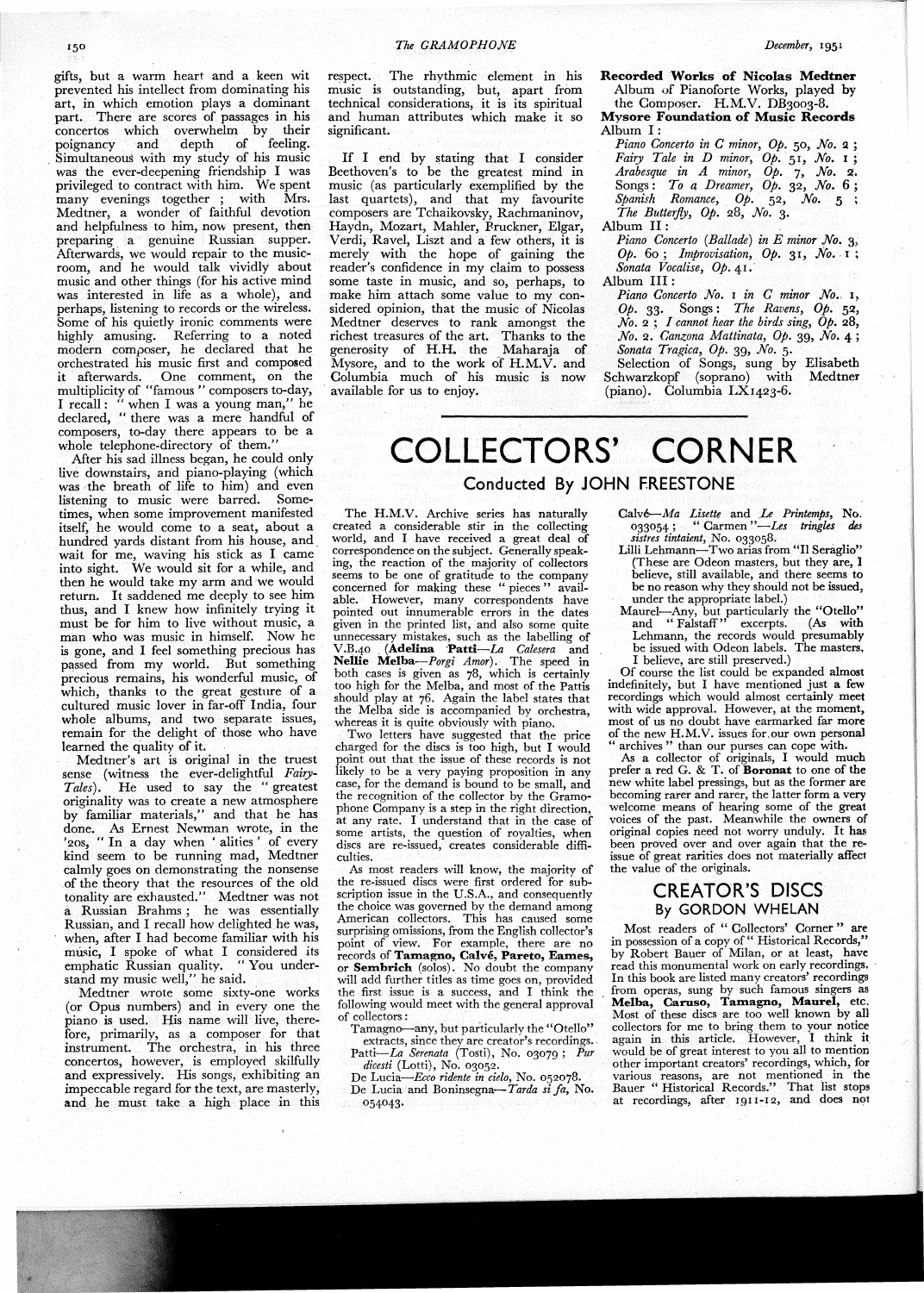gifts, but a warm heart and a keen wit prevented his intellect from dominating his art, in which emotion plays a dominant part. There are scores of passages in his concertos which overwhelm by their poignancy and depth of feeling. Simultaneous with my study of his music was the ever-deepening friendship I was privileged to contract with him. We spent many evenings together; with Mrs. Medtner, a wonder of faithful devotion and helpfulness to him, now present, then preparing a genuine Russian supper. Afterwards, we would repair to the music-room, and he would talk vividly about music and other things (for his active mind was interested in life as a whole), and perhaps, listening to records or the wireless. Some of his quietly ironic comments were highly amusing. Referring to a noted modern composer, he declared that he orchestrated his music first and composed it afterwards. One comment, on the multiplicity of "famous" composers to-day, I recall: "when I was a young man," he declared, "there was a mere handful of composers, to-day there appears to be a whole telephone-directory of them."

After his sad illness began, he could only live downstairs, and piano-playing (which was the breath of life to him) and even listening to music were barred. Sometimes, when some improvement manifested itself, he would come to a seat, about a hundred yards distant from his house, and wait for me, waving his stick as I came into sight. We would sit for a while, and then he would take my arm and we would return. It saddened me deeply to see him thus, and I knew how infinitely trying it must be for him to live without music, a man who was music in himself. Now he is gone, and I feel something precious has passed from my world. But something precious remains, his wonderful music, of which, thanks to the great gesture of a cultured music lover in far-off India, four whole albums, and two separate issues, remain for the delight of those who have learned the quality of it.

Medtner's art is original in the truest sense (witness the ever-delightful *Fairy-Tales*). He used to say the "greatest originality was to create a new atmosphere by familiar materials," and that he has done. As Ernest Newman wrote, in the '20s, "In a day when 'alities' of every kind seem to be running mad, Medtner calmly goes on demonstrating the nonsense of the theory that the resources of the old tonality are exhausted." Medtner was not a Russian Brahms; he was essentially Russian, and I recall how delighted he was, when, after I had become familiar with his music, I spoke of what I considered its emphatic Russian quality. "You understand my music well," he said.

Medtner wrote some sixty-one works (or Opus numbers) and in every one the piano is used. His name will live, therefore, primarily, as a composer for that instrument. The orchestra, in his three concertos, however, is employed skilfully and expressively. His songs, exhibiting an impeccable regard for the text, are masterly, and he must take a high place in this respect. The rhythmic element in his music is outstanding, but, apart from technical considerations, it is its spiritual and human attributes which make it so significant.

If I end by stating that I consider Beethoven's to be the greatest mind in music (as particularly exemplified by the last quartets), and that my favourite composers are Tchaikovsky, Rachmaninov, Haydn, Mozart, Mahler, Bruckner, Elgar, Verdi, Ravel, Liszt and a few others, it is merely with the hope of gaining the reader's confidence in my claim to possess some taste in music, and so, perhaps, to make him attach some value to my considered opinion, that the music of Nicolas Medtner deserves to rank amongst the richest treasures of the art. Thanks to the generosity of H.H. the Maharaja of Mysore, and to the work of H.M.V. and Columbia much of his music is now available for us to enjoy.

**Recorded Works of Nicolas Medtner**

Album of Pianoforte Works, played by the Composer. H.M.V. DB3003-8.

**Mysore Foundation of Music Records**

Album I:

*Piano Concerto in C minor, Op.* 50, *No.* 2; *Fairy Tale in D minor, Op.* 51, *No.* 1; *Arabesque in A minor, Op.* 7, *No.* 2. Songs: *To a Dreamer, Op.* 32, *No.* 6; *Spanish Romance, Op.* 52, *No.* 5; *The Butterfly, Op.* 28, *No.* 3.

Album II:

*Piano Concerto (Ballade) in E minor No.* 3, *Op.* 60; *Improvisation, Op.* 31, *No.* 1; *Sonata Vocalise, Op.* 41.

Album III:

*Piano Concerto No.* 1 *in C minor No.* 1, *Op.* 33. Songs: *The Ravens, Op.* 52, *No.* 2; *I cannot hear the birds sing, Op.* 28, *No.* 2. *Canzona Mattinata, Op.* 39, *No.* 4; *Sonata Tragica, Op.* 39, *No.* 5.

Selection of Songs, sung by Elisabeth Schwarzkopf (soprano) with Medtner (piano). Columbia LX1423-6.

# COLLECTORS' CORNER

## Conducted By JOHN FREESTONE

The H.M.V. Archive series has naturally created a considerable stir in the collecting world, and I have received a great deal of correspondence on the subject. Generally speaking, the reaction of the majority of collectors seems to be one of gratitude to the company concerned for making these "pieces" available. However, many correspondents have pointed out innumerable errors in the dates given in the printed list, and also some quite unnecessary mistakes, such as the labelling of V.B.40 (**Adelina Patti**—*La Calesera* and **Nellie Melba**—*Porgi Amor*). The speed in both cases is given as 78, which is certainly too high for the Melba, and most of the Pattis should play at 76. Again the label states that the Melba side is accompanied by orchestra, whereas it is quite obviously with piano.

Two letters have suggested that the price charged for the discs is too high, but I would point out that the issue of these records is not likely to be a very paying proposition in any case, for the demand is bound to be small, and the recognition of the collector by the Gramophone Company is a step in the right direction, at any rate. I understand that in the case of some artists, the question of royalties, when discs are re-issued, creates considerable difficulties.

As most readers will know, the majority of the re-issued discs were first ordered for subscription issue in the U.S.A., and consequently the choice was governed by the demand among American collectors. This has caused some surprising omissions, from the English collector's point of view. For example, there are no records of **Tamagno, Calvé, Pareto, Eames,** or **Sembrich** (solos). No doubt the company will add further titles as time goes on, provided the first issue is a success, and I think the following would meet with the general approval of collectors:

- Tamagno—any, but particularly the "Otello" extracts, since they are creator's recordings.
- Patti—*La Serenata* (Tosti), No. 03079; *Pur dicesti* (Lotti), No. 03052.
- De Lucia—*Ecco ridente in cielo*, No. 052078.
- De Lucia and Boninsegna—*Tarda si fa*, No. 054043.
- Calvé—*Ma Lisette* and *Le Printemps*, No. 033054; "Carmen"—*Les tringles des sistres tintaient*, No. 033058.
- Lilli Lehmann—Two arias from "Il Seraglio" (These are Odeon masters, but they are, I believe, still available, and there seems to be no reason why they should not be issued, under the appropriate label.)
- Maurel—Any, but particularly the "Otello" and "Falstaff" excerpts. (As with Lehmann, the records would presumably be issued with Odeon labels. The masters, I believe, are still preserved.)

Of course the list could be expanded almost indefinitely, but I have mentioned just a few recordings which would almost certainly meet with wide approval. However, at the moment, most of us no doubt have earmarked far more of the new H.M.V. issues for our own personal "archives" than our purses can cope with.

As a collector of originals, I would much prefer a red G. & T. of **Boronat** to one of the new white label pressings, but as the former are becoming rarer and rarer, the latter form a very welcome means of hearing some of the great voices of the past. Meanwhile the owners of original copies need not worry unduly. It has been proved over and over again that the re-issue of great rarities does not materially affect the value of the originals.

## CREATOR'S DISCS

### By GORDON WHELAN

Most readers of "Collectors' Corner" are in possession of a copy of "Historical Records," by Robert Bauer of Milan, or at least, have read this monumental work on early recordings. In this book are listed many creators' recordings from operas, sung by such famous singers as **Melba, Caruso, Tamagno, Maurel,** etc. Most of these discs are too well known by all collectors for me to bring them to your notice again in this article. However, I think it would be of great interest to you all to mention other important creators' recordings, which, for various reasons, are not mentioned in the Bauer "Historical Records." That list stops at recordings, after 1911-12, and does not